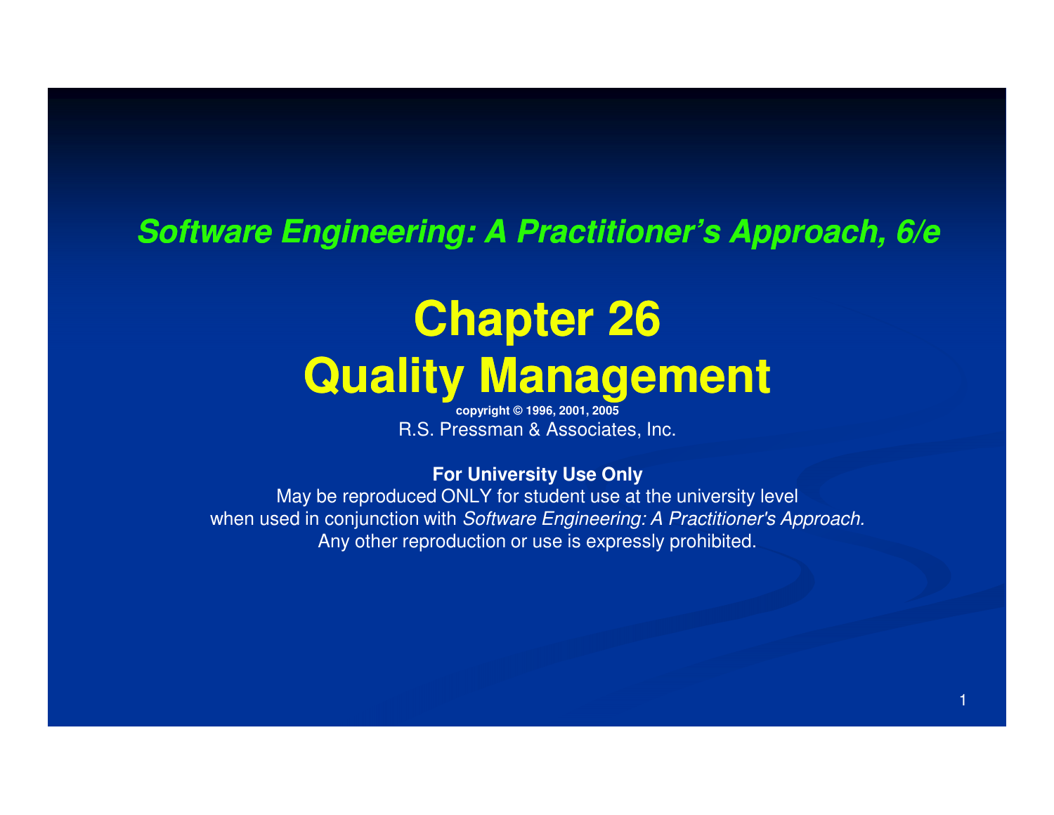*Software Engineering: A Practitioner's Approach, 6/e*

# Chapter 26
# Quality Management

**copyright © 1996, 2001, 2005**

R.S. Pressman & Associates, Inc.

**For University Use Only**

May be reproduced ONLY for student use at the university level
when used in conjunction with *Software Engineering: A Practitioner's Approach.*
Any other reproduction or use is expressly prohibited.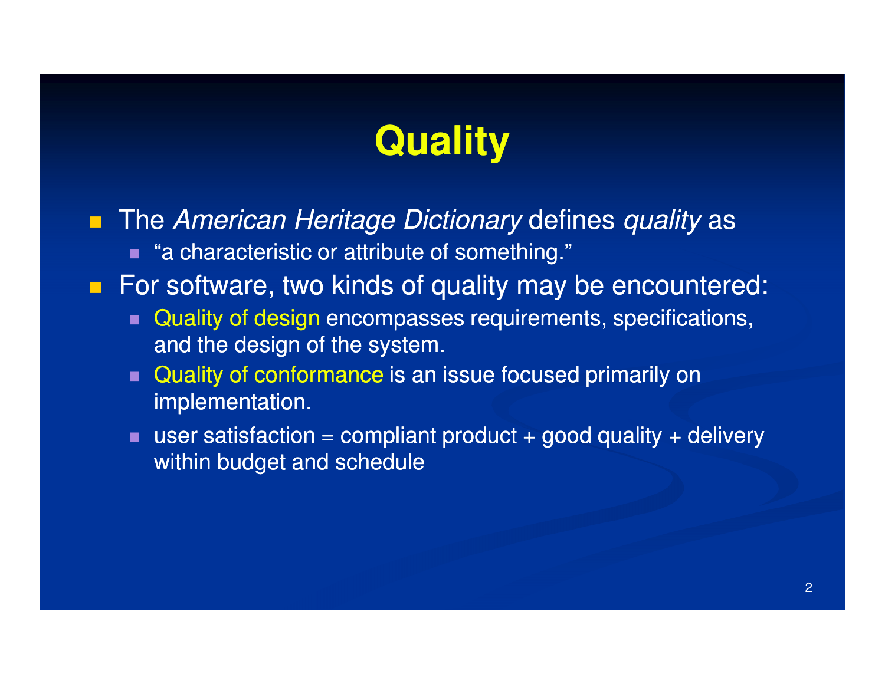# Quality

- The *American Heritage Dictionary* defines *quality* as
  - "a characteristic or attribute of something."
- For software, two kinds of quality may be encountered:
  - Quality of design encompasses requirements, specifications, and the design of the system.
  - Quality of conformance is an issue focused primarily on implementation.
  - user satisfaction = compliant product + good quality + delivery within budget and schedule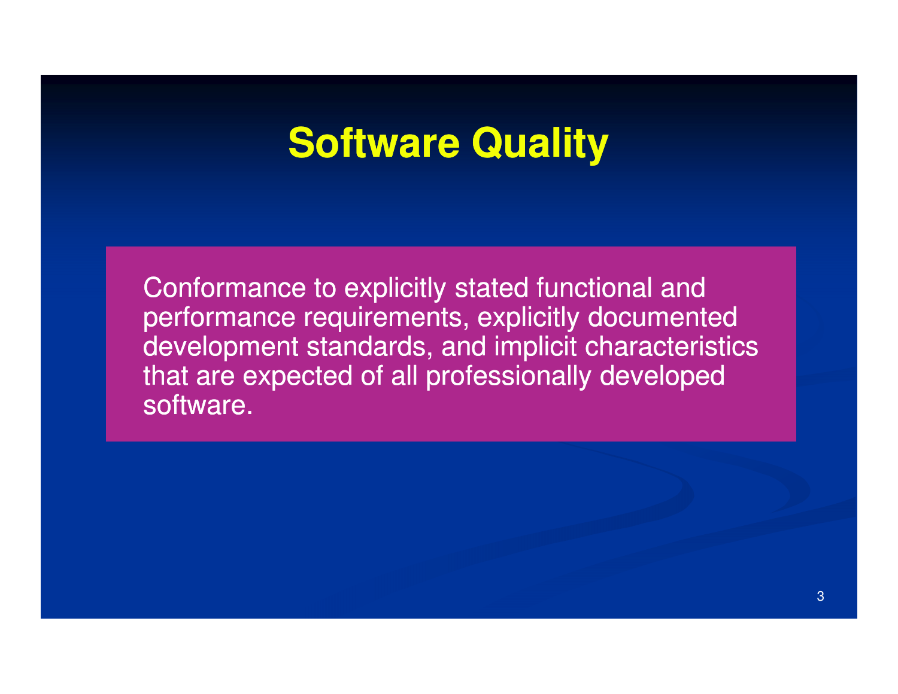# Software Quality

Conformance to explicitly stated functional and performance requirements, explicitly documented development standards, and implicit characteristics that are expected of all professionally developed software.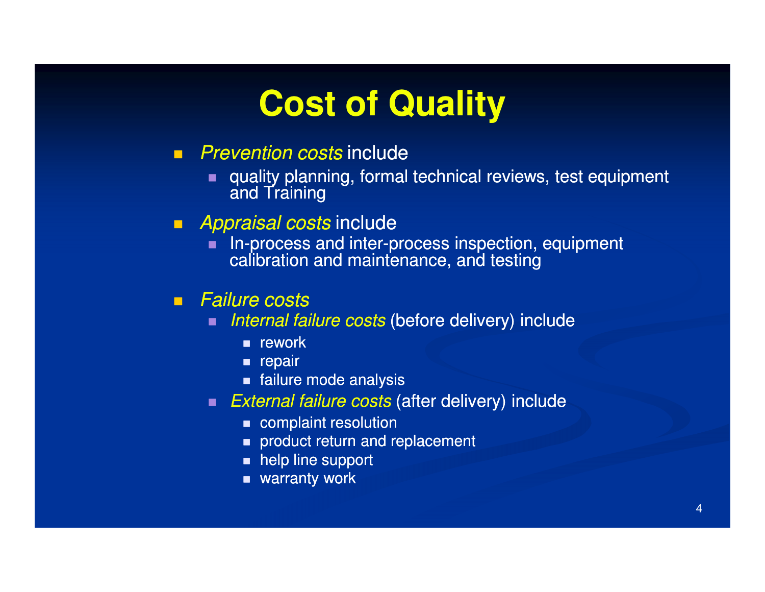# Cost of Quality

- *Prevention costs* include
  - quality planning, formal technical reviews, test equipment and Training
- *Appraisal costs* include
  - In-process and inter-process inspection, equipment calibration and maintenance, and testing
- *Failure costs*
  - *Internal failure costs* (before delivery) include
    - rework
    - repair
    - failure mode analysis
  - *External failure costs* (after delivery) include
    - complaint resolution
    - product return and replacement
    - help line support
    - warranty work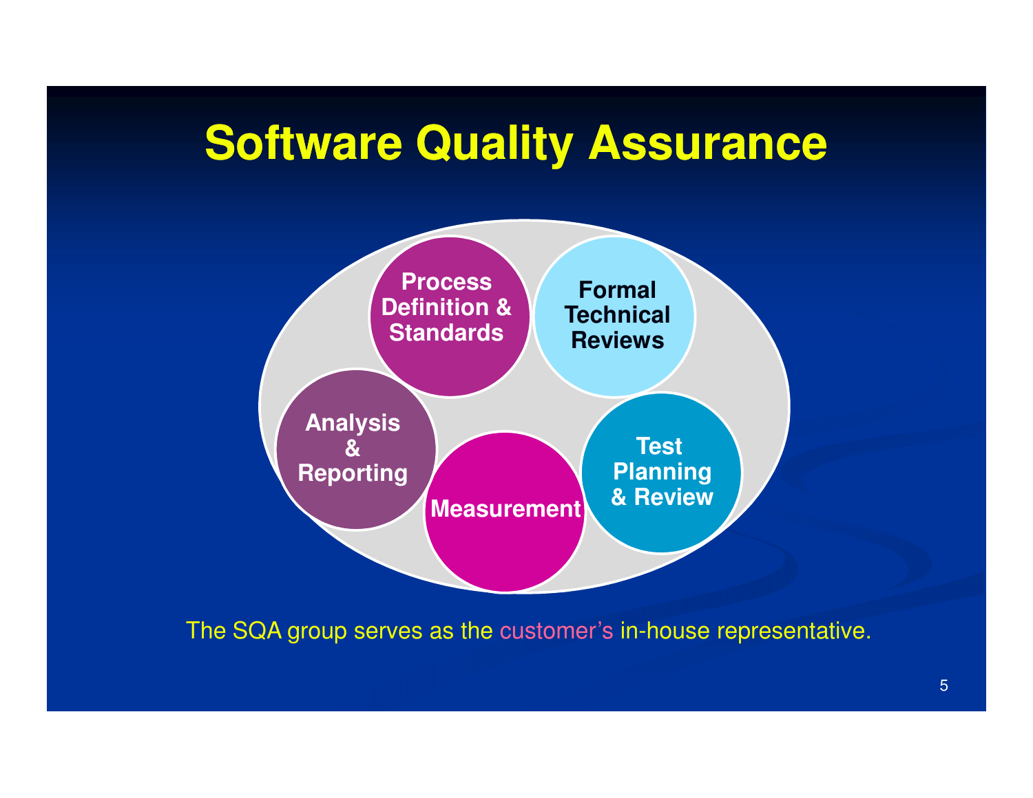# Software Quality Assurance

- Process Definition & Standards
- Formal Technical Reviews
- Analysis & Reporting
- Measurement
- Test Planning & Review

The SQA group serves as the customer's in-house representative.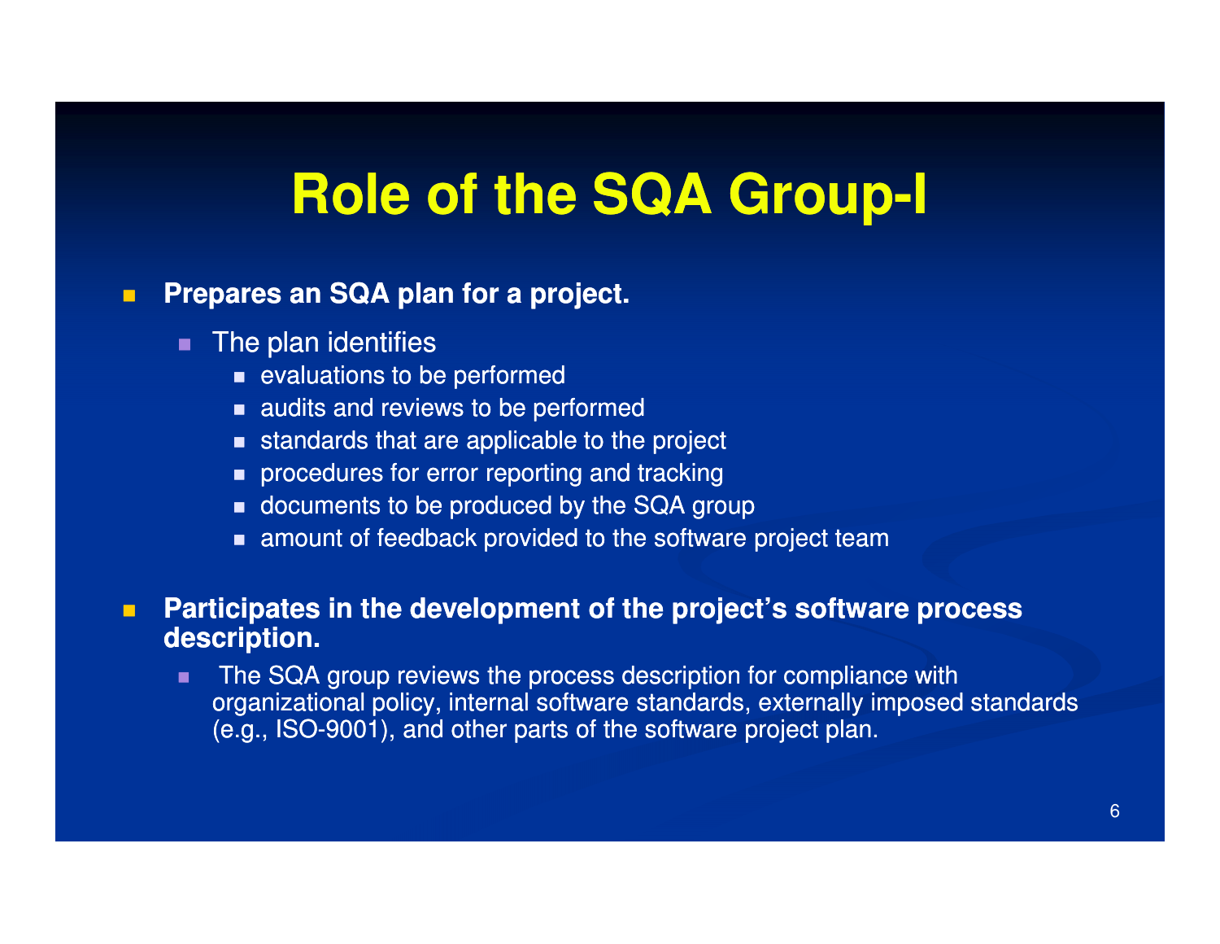# Role of the SQA Group-I

- **Prepares an SQA plan for a project.**
  - The plan identifies
    - evaluations to be performed
    - audits and reviews to be performed
    - standards that are applicable to the project
    - procedures for error reporting and tracking
    - documents to be produced by the SQA group
    - amount of feedback provided to the software project team

- **Participates in the development of the project's software process description.**
  - The SQA group reviews the process description for compliance with organizational policy, internal software standards, externally imposed standards (e.g., ISO-9001), and other parts of the software project plan.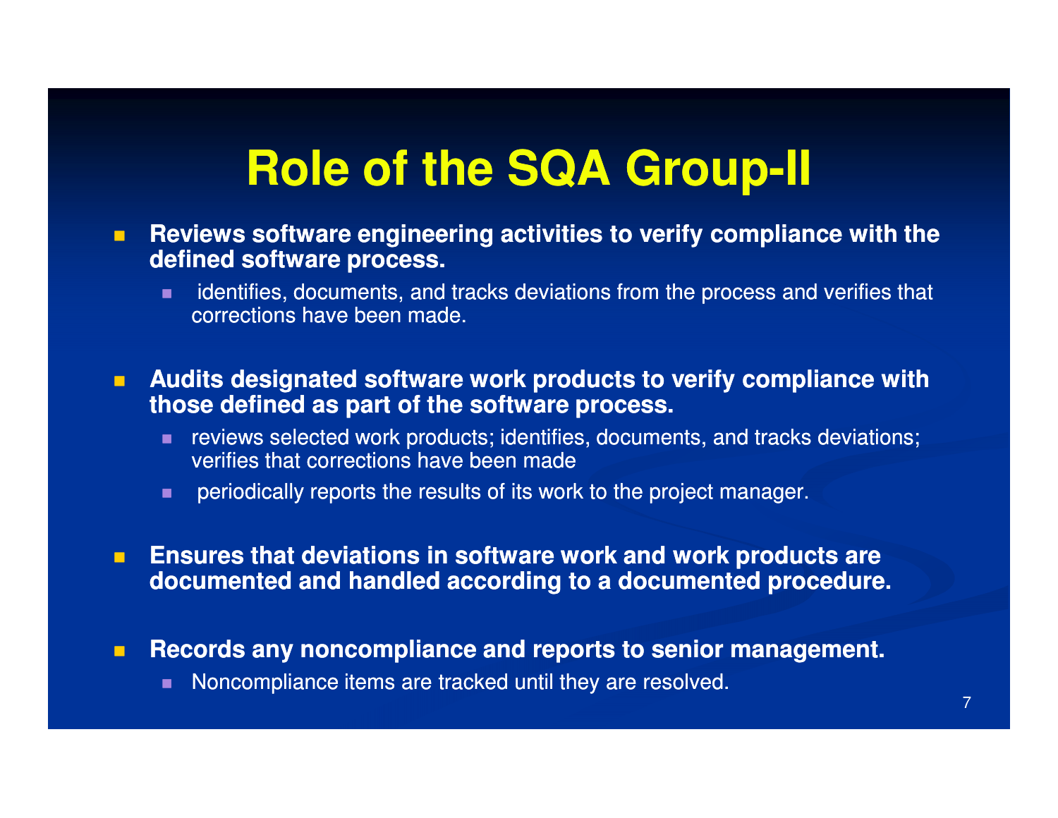# Role of the SQA Group-II

- **Reviews software engineering activities to verify compliance with the defined software process.**
  - identifies, documents, and tracks deviations from the process and verifies that corrections have been made.
- **Audits designated software work products to verify compliance with those defined as part of the software process.**
  - reviews selected work products; identifies, documents, and tracks deviations; verifies that corrections have been made
  - periodically reports the results of its work to the project manager.
- **Ensures that deviations in software work and work products are documented and handled according to a documented procedure.**
- **Records any noncompliance and reports to senior management.**
  - Noncompliance items are tracked until they are resolved.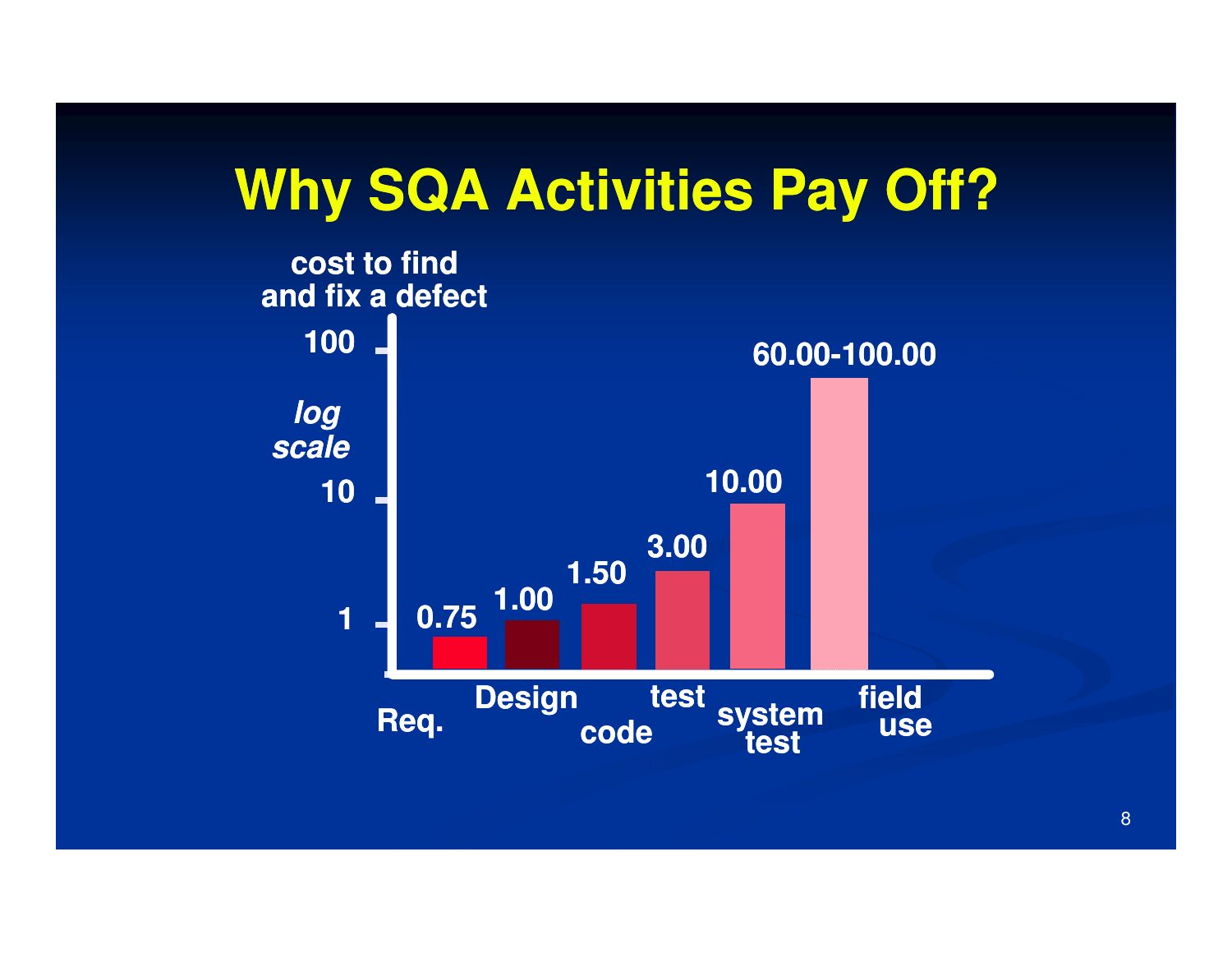# Why SQA Activities Pay Off?

cost to find and fix a defect (*log scale*)

| Phase | Cost |
| --- | --- |
| Req. | 0.75 |
| Design | 1.00 |
| code | 1.50 |
| test | 3.00 |
| system test | 10.00 |
| field use | 60.00-100.00 |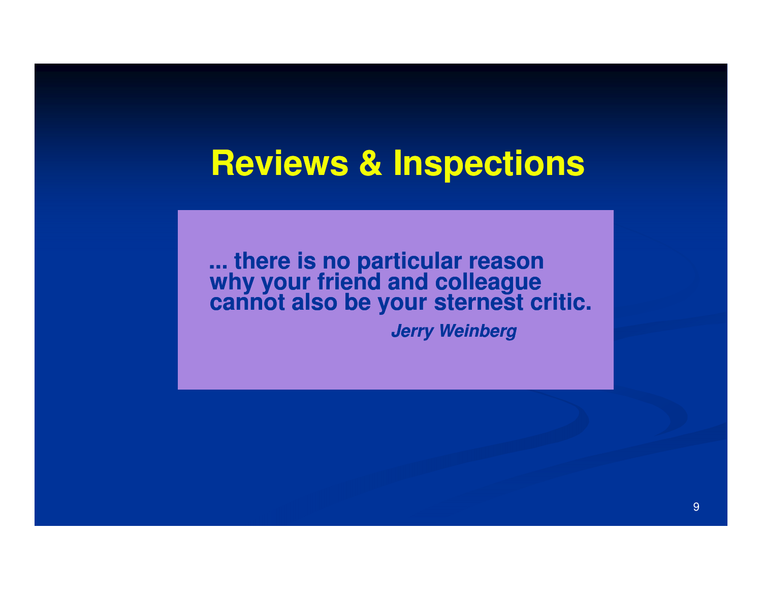# Reviews & Inspections

> **... there is no particular reason why your friend and colleague cannot also be your sternest critic.**
>
> ***Jerry Weinberg***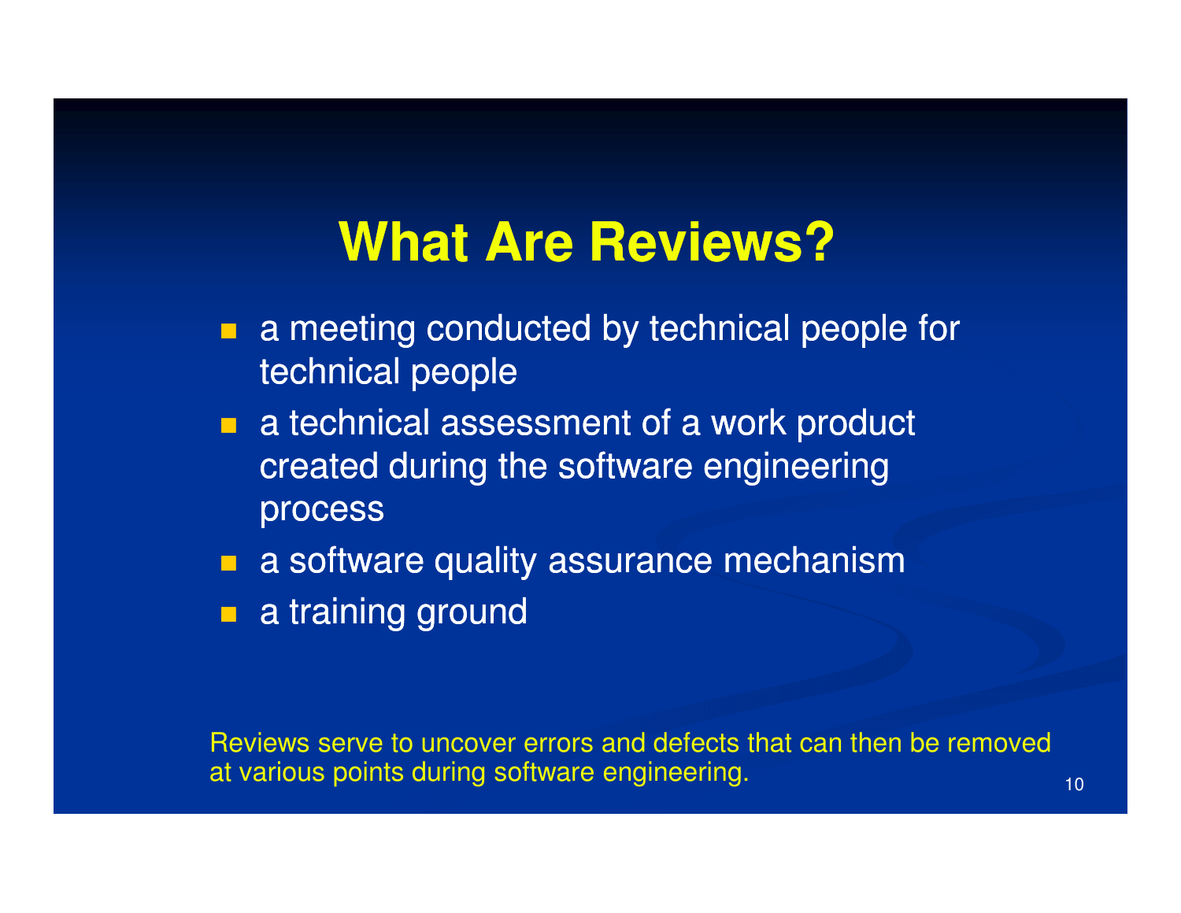# What Are Reviews?

- a meeting conducted by technical people for technical people
- a technical assessment of a work product created during the software engineering process
- a software quality assurance mechanism
- a training ground

Reviews serve to uncover errors and defects that can then be removed at various points during software engineering.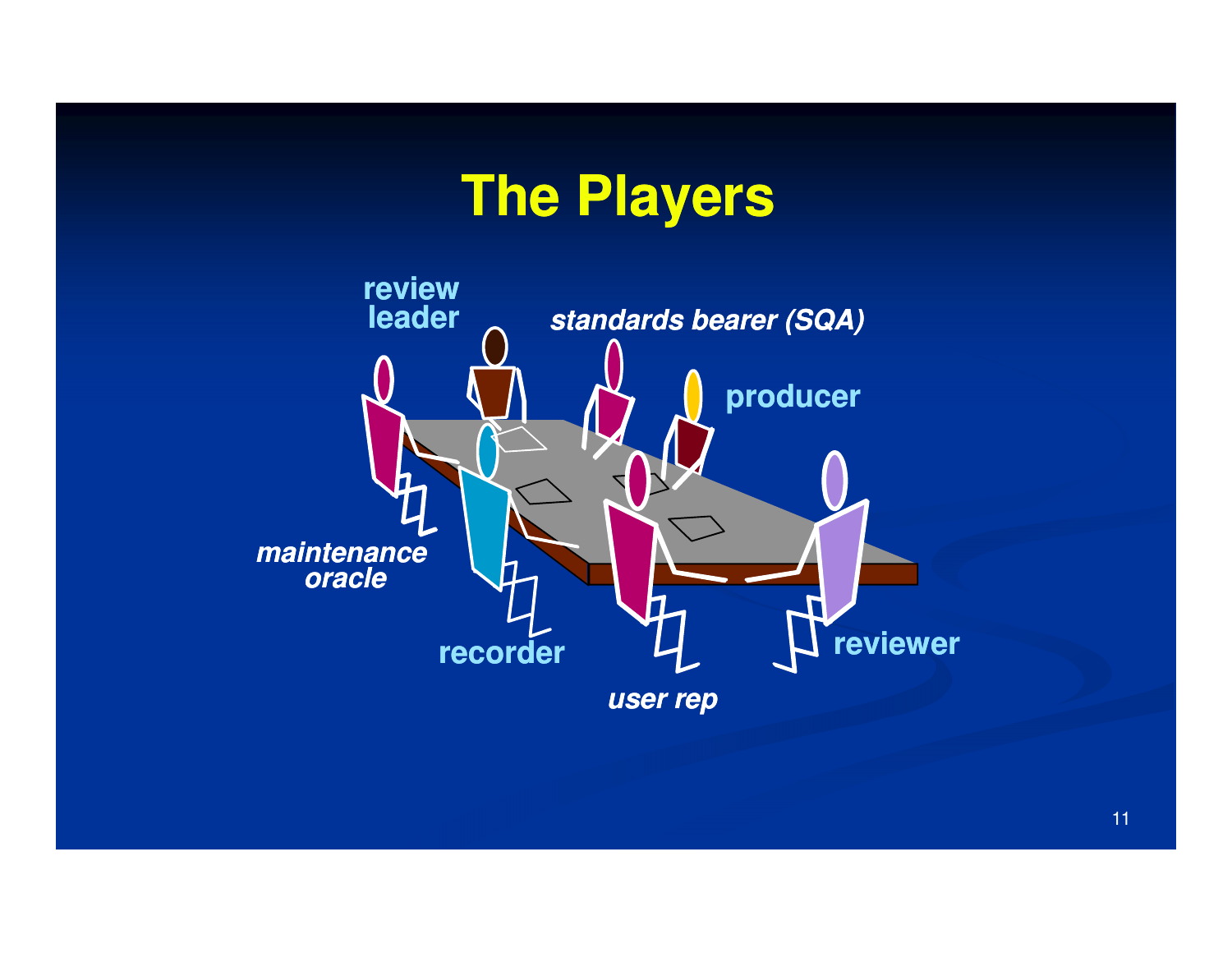# The Players

review leader

*standards bearer (SQA)*

producer

*maintenance oracle*

recorder

reviewer

*user rep*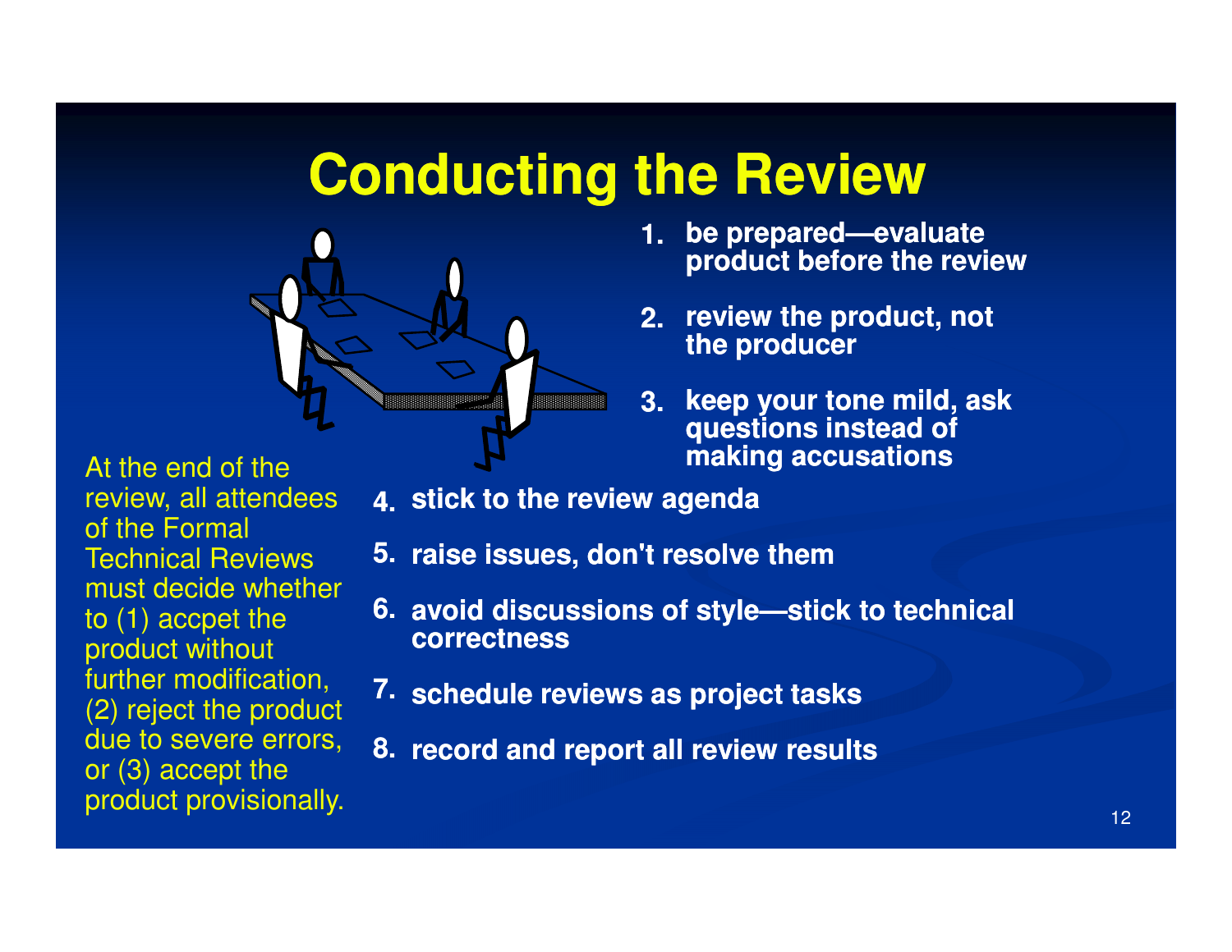# Conducting the Review

1. be prepared—evaluate product before the review
2. review the product, not the producer
3. keep your tone mild, ask questions instead of making accusations
4. stick to the review agenda
5. raise issues, don't resolve them
6. avoid discussions of style—stick to technical correctness
7. schedule reviews as project tasks
8. record and report all review results

At the end of the review, all attendees of the Formal Technical Reviews must decide whether to (1) accpet the product without further modification, (2) reject the product due to severe errors, or (3) accept the product provisionally.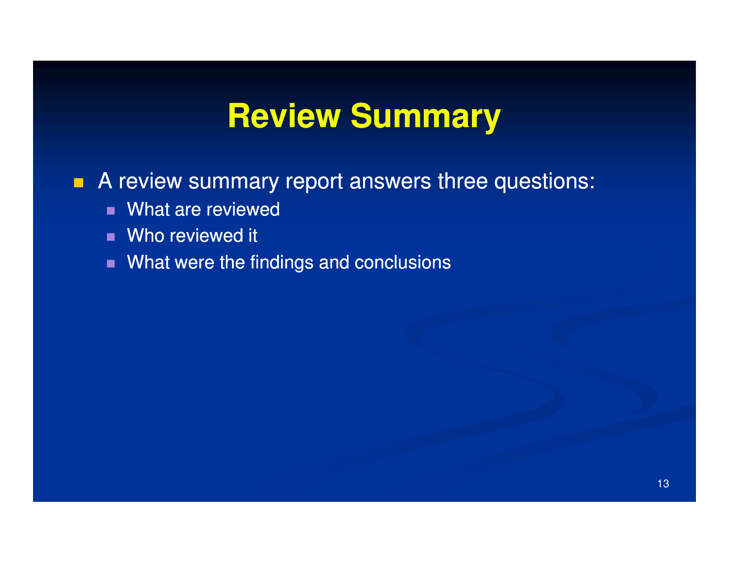# Review Summary

- A review summary report answers three questions:
  - What are reviewed
  - Who reviewed it
  - What were the findings and conclusions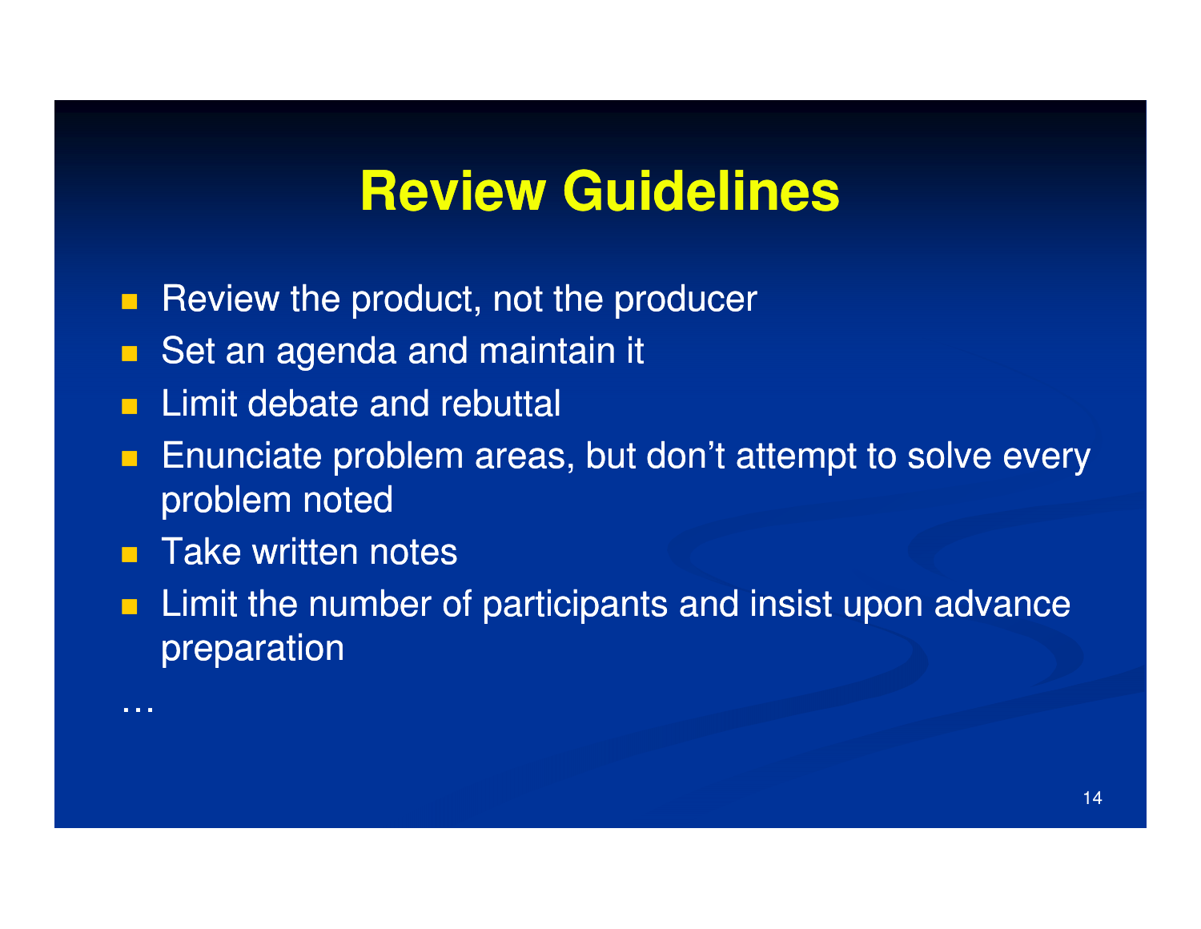# Review Guidelines

- Review the product, not the producer
- Set an agenda and maintain it
- Limit debate and rebuttal
- Enunciate problem areas, but don't attempt to solve every problem noted
- Take written notes
- Limit the number of participants and insist upon advance preparation

…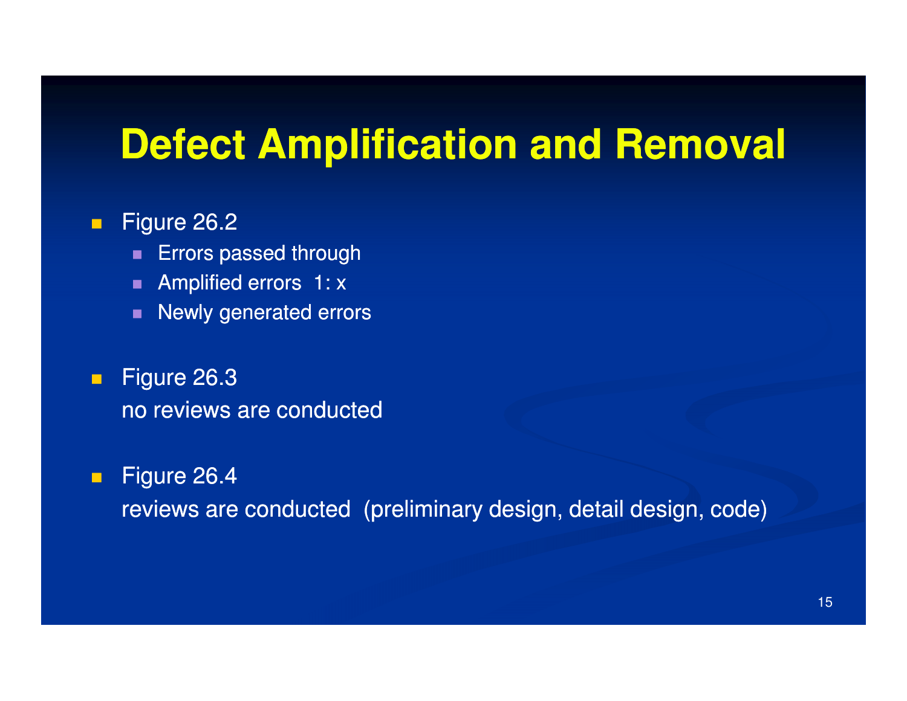# Defect Amplification and Removal

- Figure 26.2
  - Errors passed through
  - Amplified errors  1: x
  - Newly generated errors

- Figure 26.3
  no reviews are conducted

- Figure 26.4
  reviews are conducted  (preliminary design, detail design, code)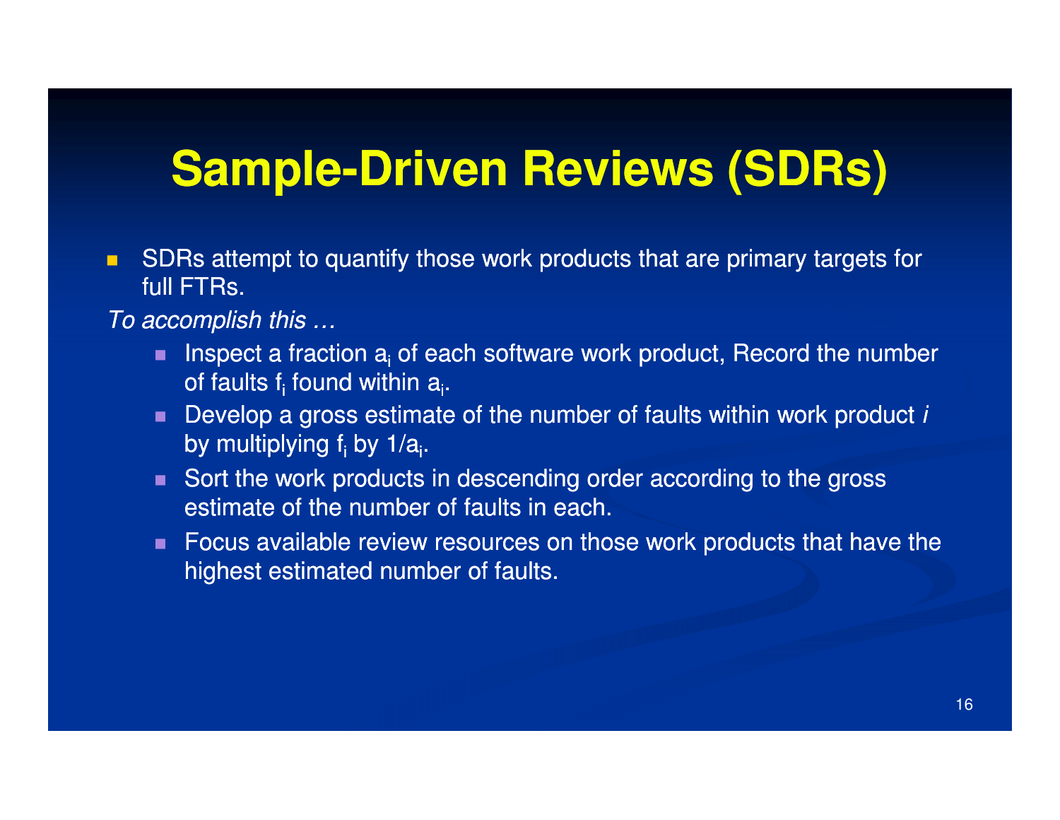# Sample-Driven Reviews (SDRs)

- SDRs attempt to quantify those work products that are primary targets for full FTRs.

*To accomplish this …*

  - Inspect a fraction $a_i$ of each software work product, Record the number of faults $f_i$ found within $a_i$.
  - Develop a gross estimate of the number of faults within work product *i* by multiplying $f_i$ by $1/a_i$.
  - Sort the work products in descending order according to the gross estimate of the number of faults in each.
  - Focus available review resources on those work products that have the highest estimated number of faults.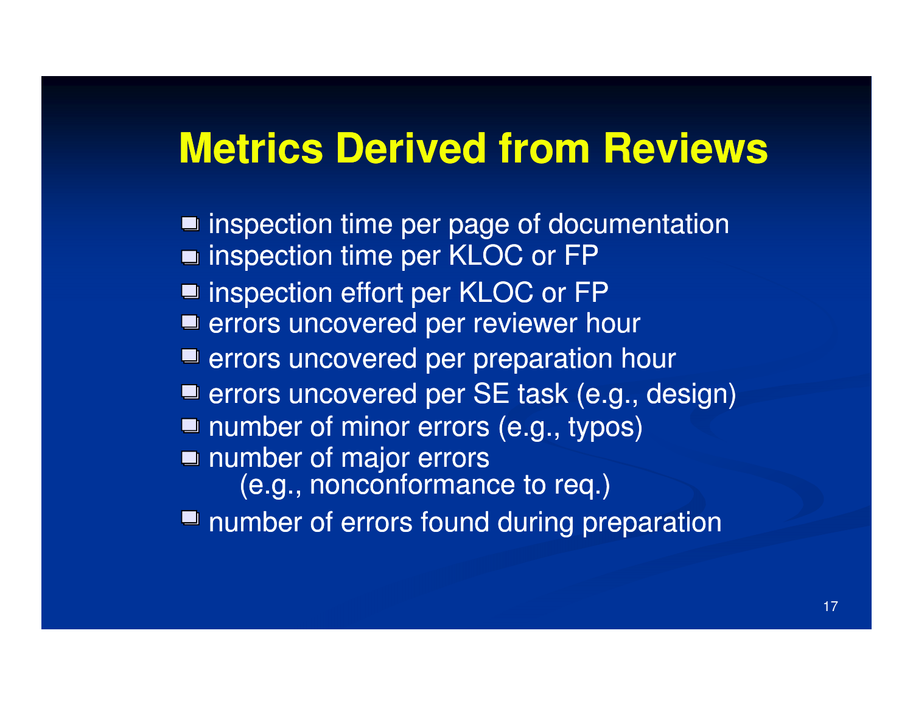# Metrics Derived from Reviews

- inspection time per page of documentation
- inspection time per KLOC or FP
- inspection effort per KLOC or FP
- errors uncovered per reviewer hour
- errors uncovered per preparation hour
- errors uncovered per SE task (e.g., design)
- number of minor errors (e.g., typos)
- number of major errors
  (e.g., nonconformance to req.)
- number of errors found during preparation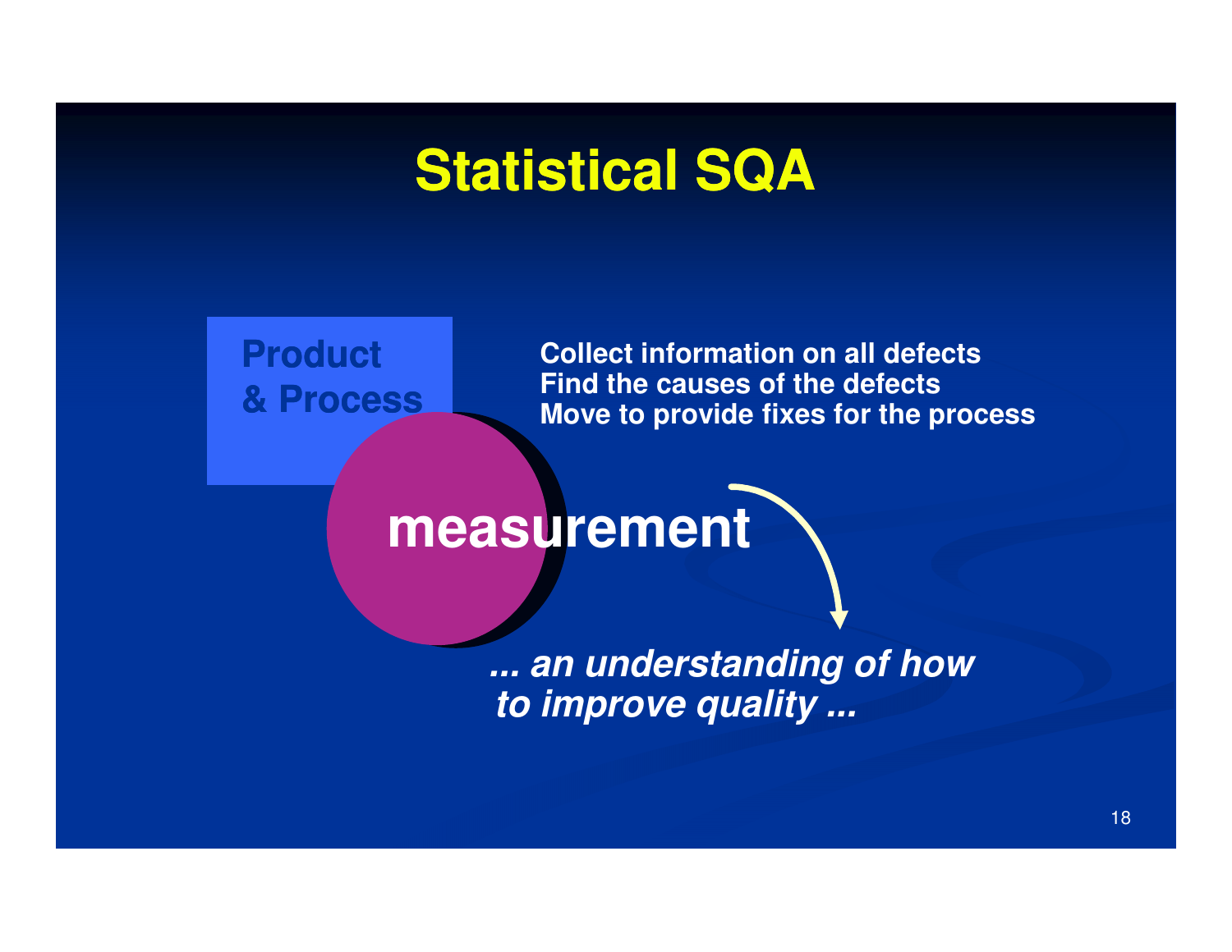# Statistical SQA

**Product & Process**

**Collect information on all defects**
**Find the causes of the defects**
**Move to provide fixes for the process**

**measurement**

***... an understanding of how to improve quality ...***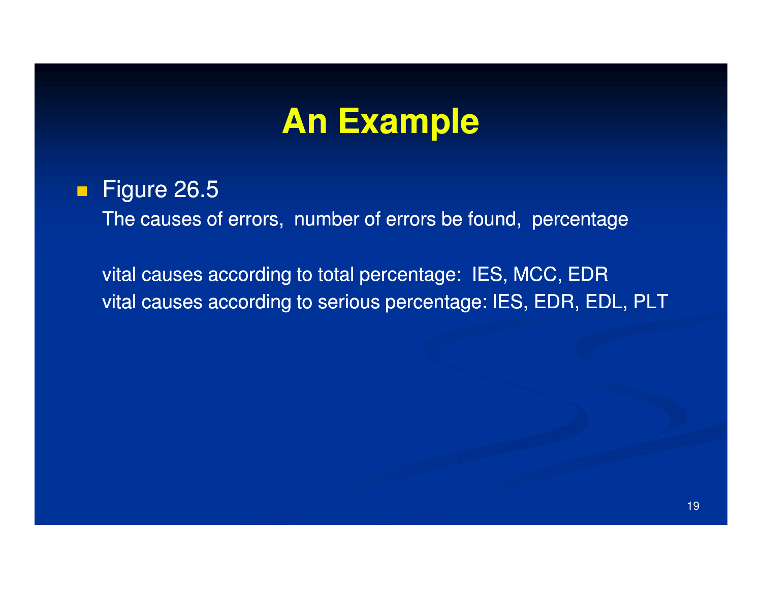# An Example

- Figure 26.5

  The causes of errors,  number of errors be found,  percentage

  vital causes according to total percentage:  IES, MCC, EDR
  vital causes according to serious percentage: IES, EDR, EDL, PLT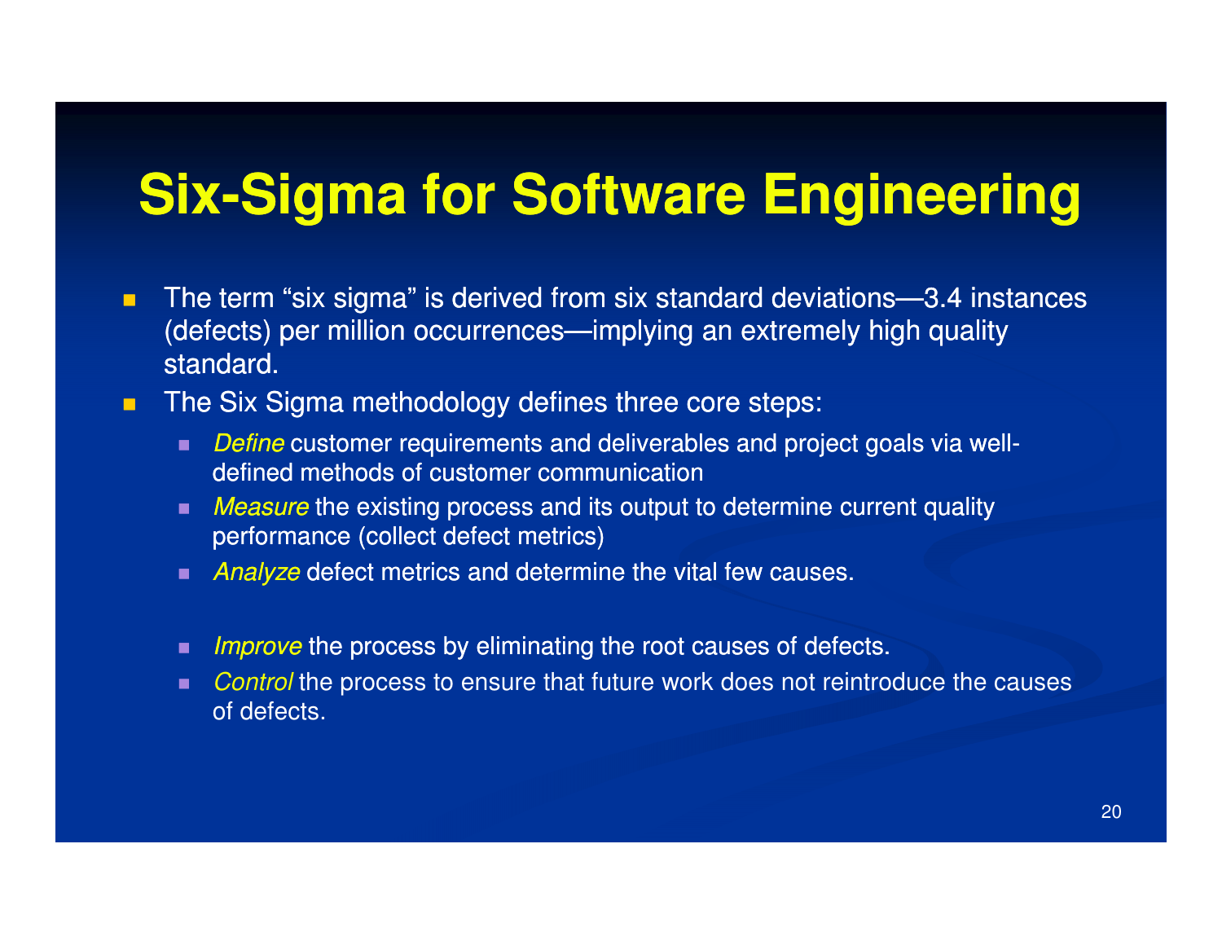# Six-Sigma for Software Engineering

- The term "six sigma" is derived from six standard deviations—3.4 instances (defects) per million occurrences—implying an extremely high quality standard.
- The Six Sigma methodology defines three core steps:
  - *Define* customer requirements and deliverables and project goals via well-defined methods of customer communication
  - *Measure* the existing process and its output to determine current quality performance (collect defect metrics)
  - *Analyze* defect metrics and determine the vital few causes.
  - *Improve* the process by eliminating the root causes of defects.
  - *Control* the process to ensure that future work does not reintroduce the causes of defects.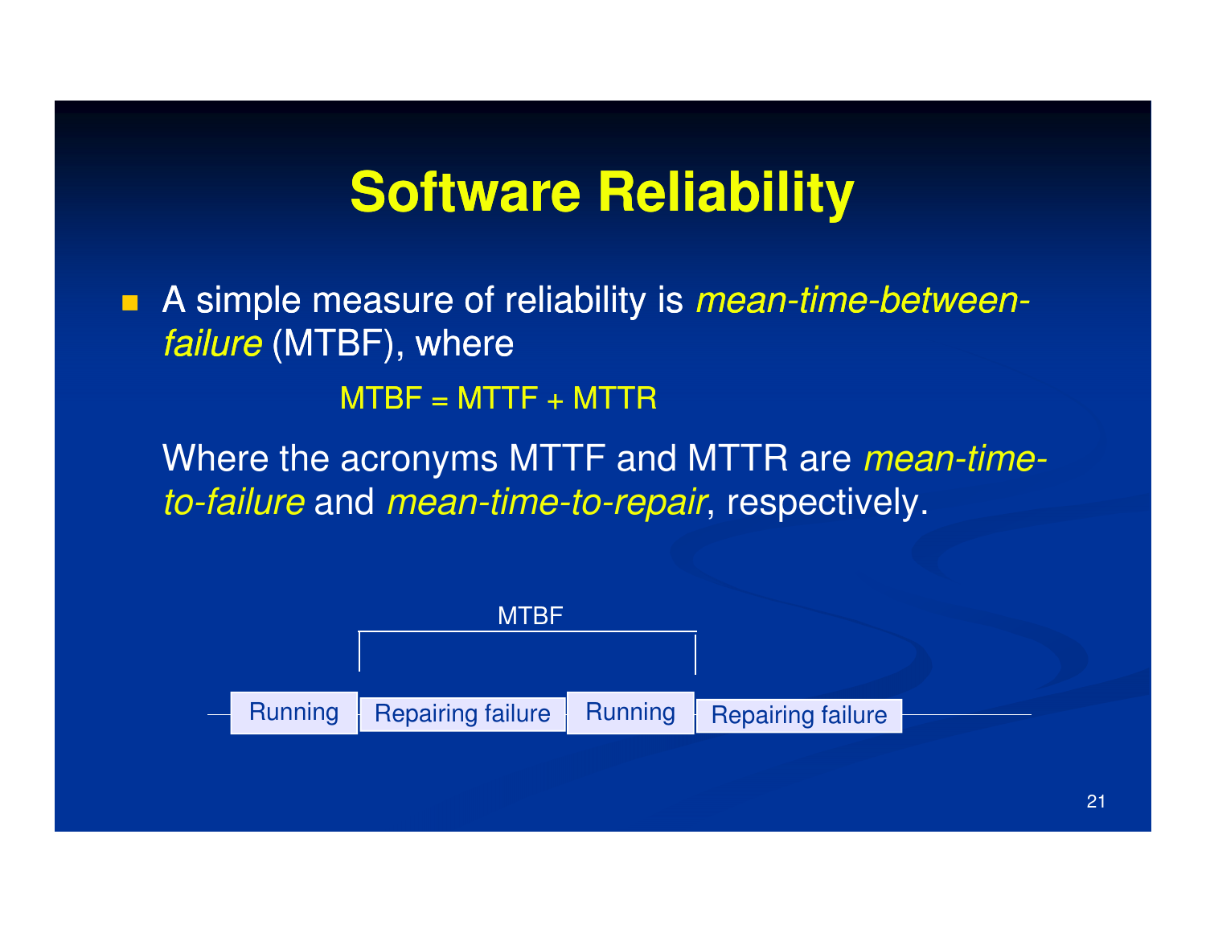# Software Reliability

- A simple measure of reliability is *mean-time-between-failure* (MTBF), where

  MTBF = MTTF + MTTR

  Where the acronyms MTTF and MTTR are *mean-time-to-failure* and *mean-time-to-repair*, respectively.

MTBF

Running | Repairing failure | Running | Repairing failure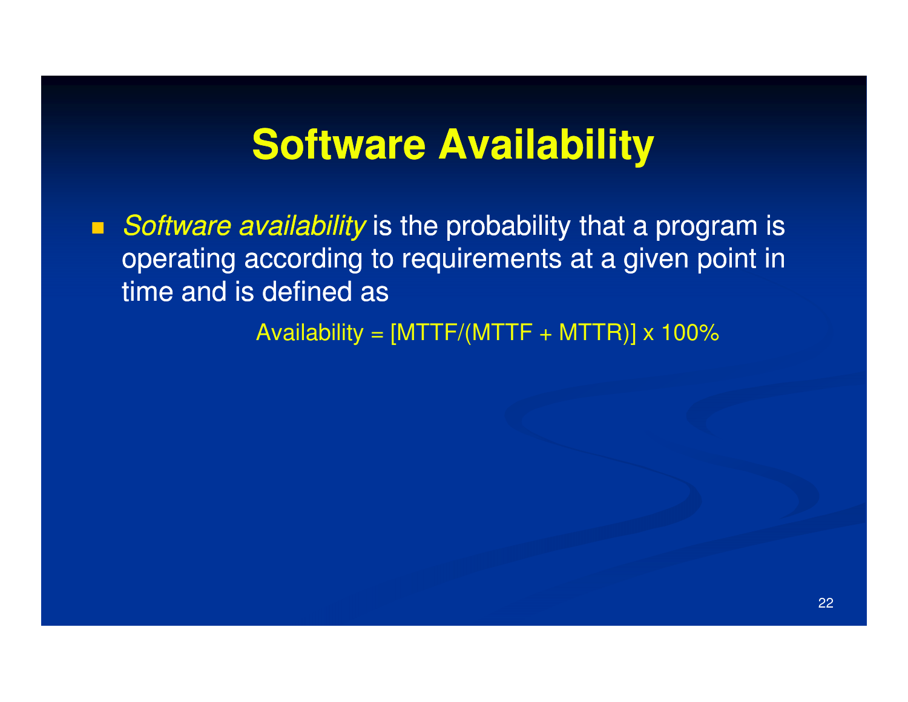# Software Availability

- *Software availability* is the probability that a program is operating according to requirements at a given point in time and is defined as

$$\text{Availability} = [\text{MTTF}/(\text{MTTF} + \text{MTTR})] \times 100\%$$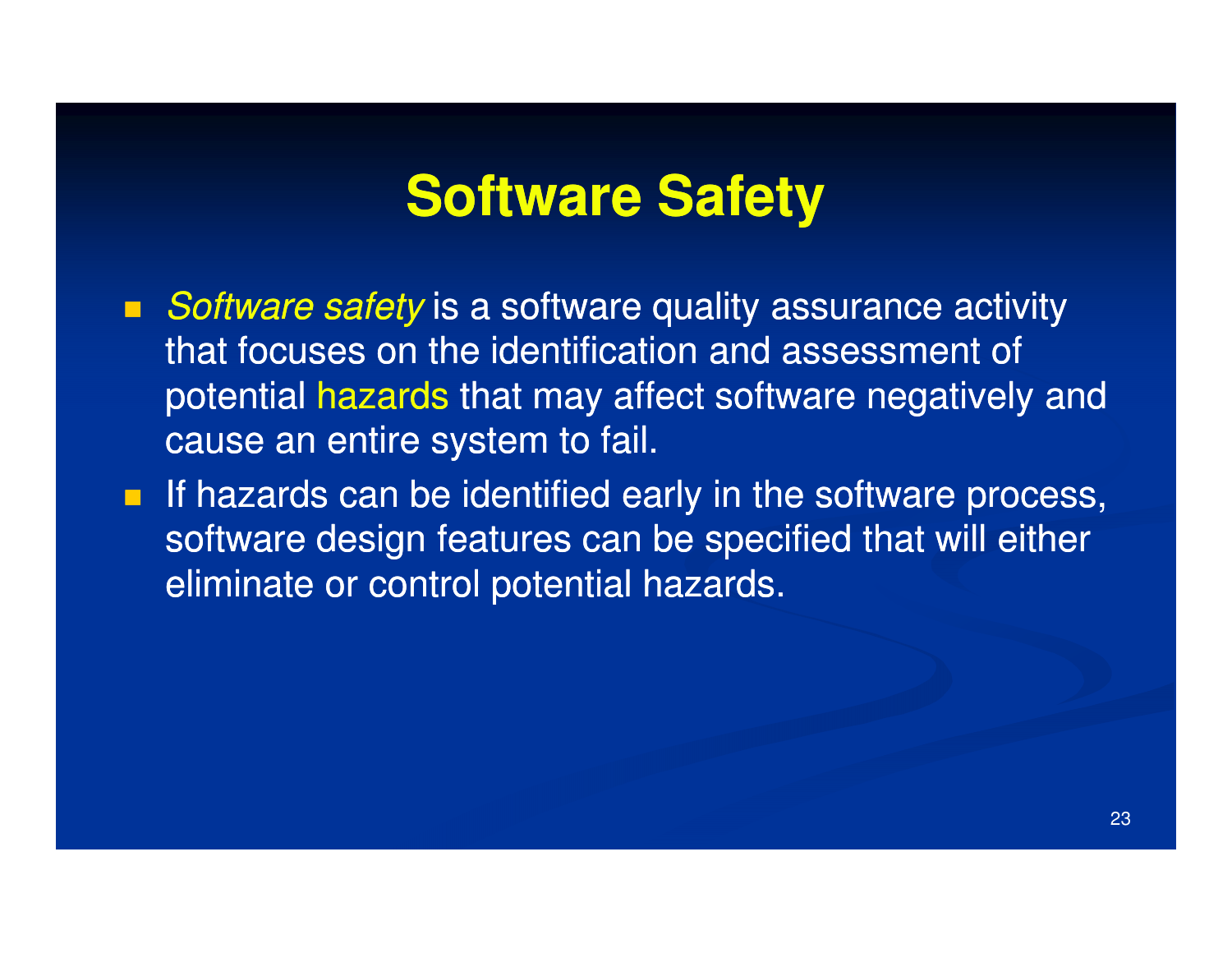# Software Safety

- *Software safety* is a software quality assurance activity that focuses on the identification and assessment of potential hazards that may affect software negatively and cause an entire system to fail.
- If hazards can be identified early in the software process, software design features can be specified that will either eliminate or control potential hazards.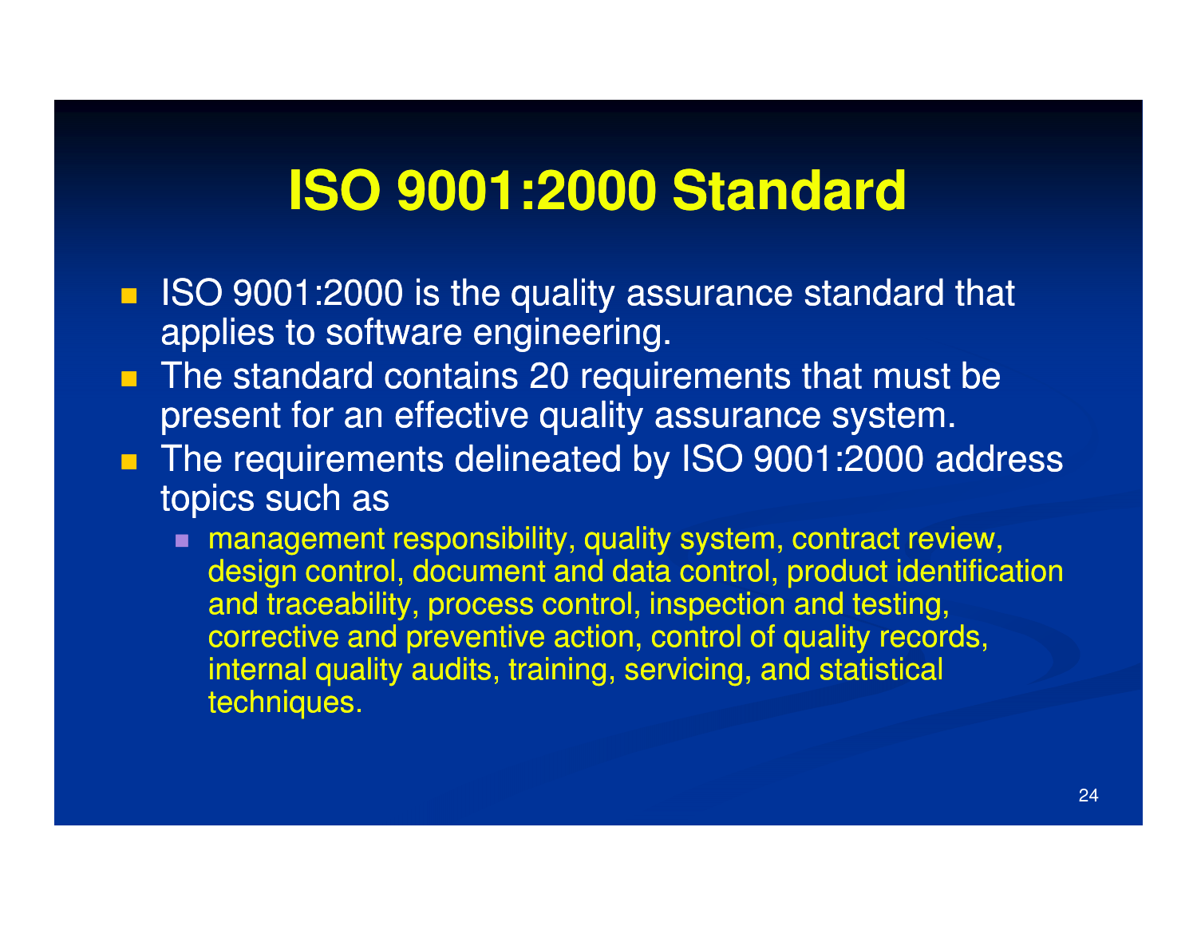# ISO 9001:2000 Standard

- ISO 9001:2000 is the quality assurance standard that applies to software engineering.
- The standard contains 20 requirements that must be present for an effective quality assurance system.
- The requirements delineated by ISO 9001:2000 address topics such as
  - management responsibility, quality system, contract review, design control, document and data control, product identification and traceability, process control, inspection and testing, corrective and preventive action, control of quality records, internal quality audits, training, servicing, and statistical techniques.